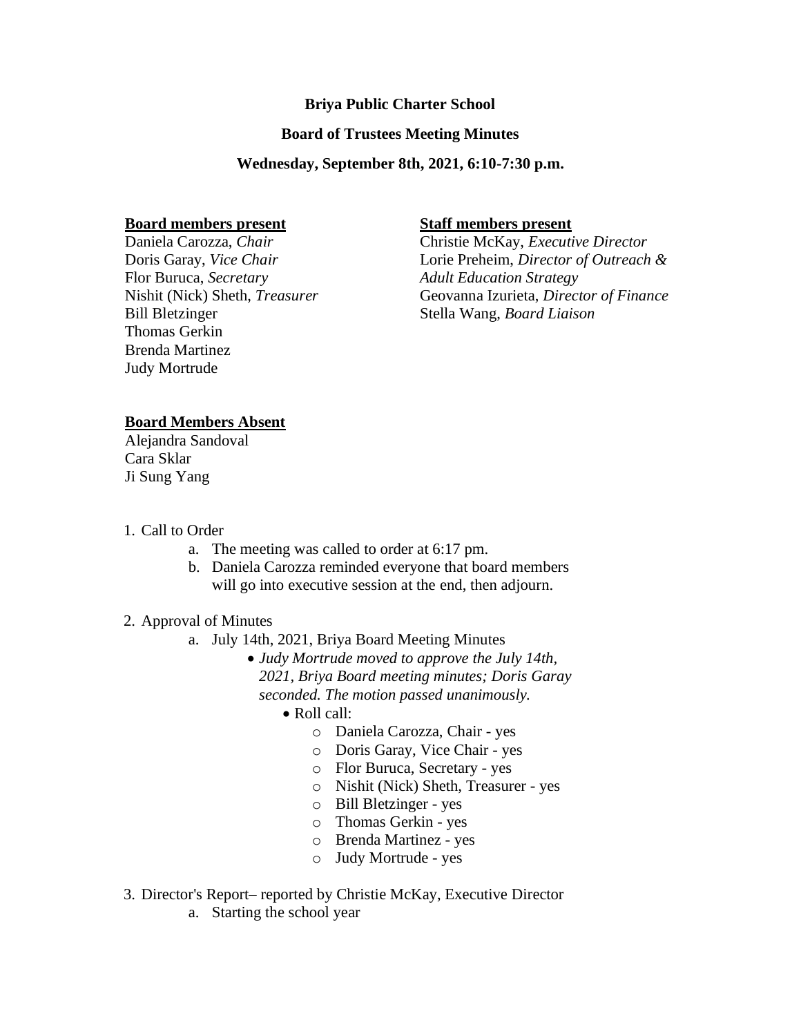**Briya Public Charter School**

**Board of Trustees Meeting Minutes**

**Wednesday, September 8th, 2021, 6:10-7:30 p.m.**

**Board members present**

Daniela Carozza, *Chair*
Doris Garay, *Vice Chair*
Flor Buruca, *Secretary*
Nishit (Nick) Sheth, *Treasurer*
Bill Bletzinger
Thomas Gerkin
Brenda Martinez
Judy Mortrude

**Staff members present**

Christie McKay, *Executive Director*
Lorie Preheim, *Director of Outreach & Adult Education Strategy*
Geovanna Izurieta, *Director of Finance*
Stella Wang, *Board Liaison*

**Board Members Absent**

Alejandra Sandoval
Cara Sklar
Ji Sung Yang

1. Call to Order
    a. The meeting was called to order at 6:17 pm.
    b. Daniela Carozza reminded everyone that board members will go into executive session at the end, then adjourn.
2. Approval of Minutes
    a. July 14th, 2021, Briya Board Meeting Minutes
        - *Judy Mortrude moved to approve the July 14th, 2021, Briya Board meeting minutes; Doris Garay seconded. The motion passed unanimously.*
            - Roll call:
                - Daniela Carozza, Chair - yes
                - Doris Garay, Vice Chair - yes
                - Flor Buruca, Secretary - yes
                - Nishit (Nick) Sheth, Treasurer - yes
                - Bill Bletzinger - yes
                - Thomas Gerkin - yes
                - Brenda Martinez - yes
                - Judy Mortrude - yes
3. Director's Report– reported by Christie McKay, Executive Director
    a. Starting the school year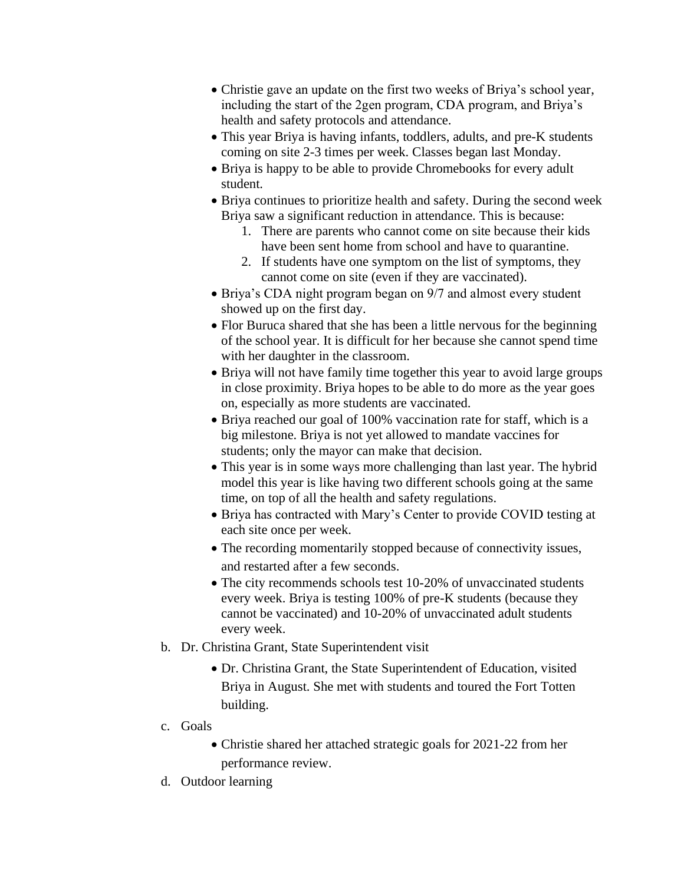- Christie gave an update on the first two weeks of Briya's school year, including the start of the 2gen program, CDA program, and Briya's health and safety protocols and attendance.
- This year Briya is having infants, toddlers, adults, and pre-K students coming on site 2-3 times per week. Classes began last Monday.
- Briya is happy to be able to provide Chromebooks for every adult student.
- Briya continues to prioritize health and safety. During the second week Briya saw a significant reduction in attendance. This is because:
    1. There are parents who cannot come on site because their kids have been sent home from school and have to quarantine.
    2. If students have one symptom on the list of symptoms, they cannot come on site (even if they are vaccinated).
- Briya's CDA night program began on 9/7 and almost every student showed up on the first day.
- Flor Buruca shared that she has been a little nervous for the beginning of the school year. It is difficult for her because she cannot spend time with her daughter in the classroom.
- Briya will not have family time together this year to avoid large groups in close proximity. Briya hopes to be able to do more as the year goes on, especially as more students are vaccinated.
- Briya reached our goal of 100% vaccination rate for staff, which is a big milestone. Briya is not yet allowed to mandate vaccines for students; only the mayor can make that decision.
- This year is in some ways more challenging than last year. The hybrid model this year is like having two different schools going at the same time, on top of all the health and safety regulations.
- Briya has contracted with Mary's Center to provide COVID testing at each site once per week.
- The recording momentarily stopped because of connectivity issues, and restarted after a few seconds.
- The city recommends schools test 10-20% of unvaccinated students every week. Briya is testing 100% of pre-K students (because they cannot be vaccinated) and 10-20% of unvaccinated adult students every week.

b. Dr. Christina Grant, State Superintendent visit

- Dr. Christina Grant, the State Superintendent of Education, visited Briya in August. She met with students and toured the Fort Totten building.

c. Goals

- Christie shared her attached strategic goals for 2021-22 from her performance review.

d. Outdoor learning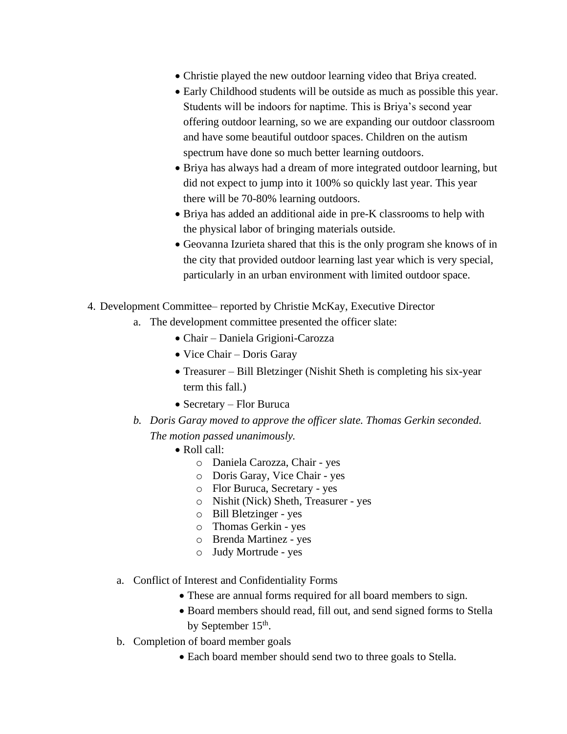- Christie played the new outdoor learning video that Briya created.
- Early Childhood students will be outside as much as possible this year. Students will be indoors for naptime. This is Briya's second year offering outdoor learning, so we are expanding our outdoor classroom and have some beautiful outdoor spaces. Children on the autism spectrum have done so much better learning outdoors.
- Briya has always had a dream of more integrated outdoor learning, but did not expect to jump into it 100% so quickly last year. This year there will be 70-80% learning outdoors.
- Briya has added an additional aide in pre-K classrooms to help with the physical labor of bringing materials outside.
- Geovanna Izurieta shared that this is the only program she knows of in the city that provided outdoor learning last year which is very special, particularly in an urban environment with limited outdoor space.

4. Development Committee– reported by Christie McKay, Executive Director
   a. The development committee presented the officer slate:
      - Chair – Daniela Grigioni-Carozza
      - Vice Chair – Doris Garay
      - Treasurer – Bill Bletzinger (Nishit Sheth is completing his six-year term this fall.)
      - Secretary – Flor Buruca
   b. *Doris Garay moved to approve the officer slate. Thomas Gerkin seconded. The motion passed unanimously.*
      - Roll call:
        - Daniela Carozza, Chair - yes
        - Doris Garay, Vice Chair - yes
        - Flor Buruca, Secretary - yes
        - Nishit (Nick) Sheth, Treasurer - yes
        - Bill Bletzinger - yes
        - Thomas Gerkin - yes
        - Brenda Martinez - yes
        - Judy Mortrude - yes

a. Conflict of Interest and Confidentiality Forms
   - These are annual forms required for all board members to sign.
   - Board members should read, fill out, and send signed forms to Stella by September 15th.

b. Completion of board member goals
   - Each board member should send two to three goals to Stella.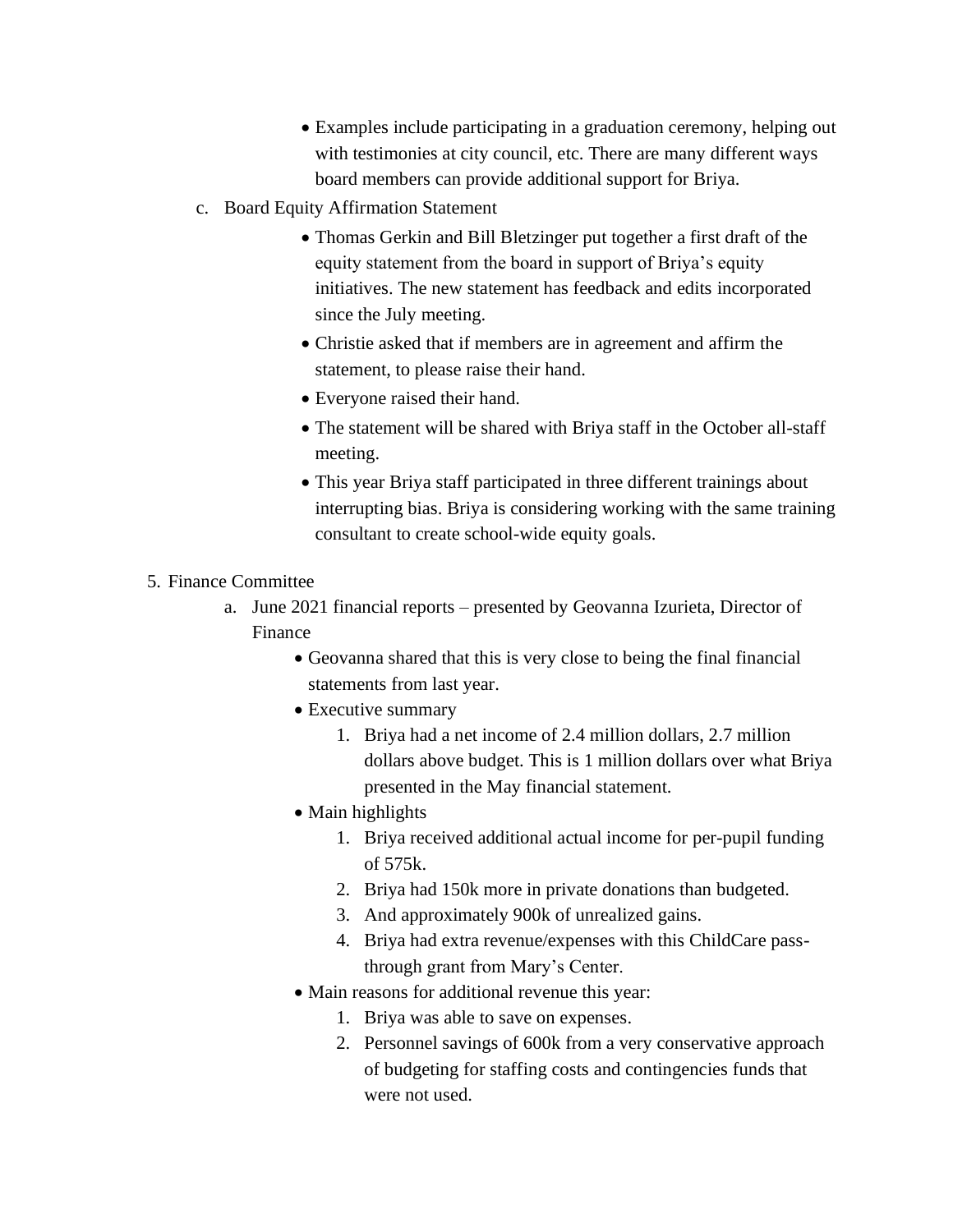- Examples include participating in a graduation ceremony, helping out with testimonies at city council, etc. There are many different ways board members can provide additional support for Briya.

c. Board Equity Affirmation Statement
    - Thomas Gerkin and Bill Bletzinger put together a first draft of the equity statement from the board in support of Briya's equity initiatives. The new statement has feedback and edits incorporated since the July meeting.
    - Christie asked that if members are in agreement and affirm the statement, to please raise their hand.
    - Everyone raised their hand.
    - The statement will be shared with Briya staff in the October all-staff meeting.
    - This year Briya staff participated in three different trainings about interrupting bias. Briya is considering working with the same training consultant to create school-wide equity goals.

5. Finance Committee
    a. June 2021 financial reports – presented by Geovanna Izurieta, Director of Finance
        - Geovanna shared that this is very close to being the final financial statements from last year.
        - Executive summary
            1. Briya had a net income of 2.4 million dollars, 2.7 million dollars above budget. This is 1 million dollars over what Briya presented in the May financial statement.
        - Main highlights
            1. Briya received additional actual income for per-pupil funding of 575k.
            2. Briya had 150k more in private donations than budgeted.
            3. And approximately 900k of unrealized gains.
            4. Briya had extra revenue/expenses with this ChildCare pass-through grant from Mary's Center.
        - Main reasons for additional revenue this year:
            1. Briya was able to save on expenses.
            2. Personnel savings of 600k from a very conservative approach of budgeting for staffing costs and contingencies funds that were not used.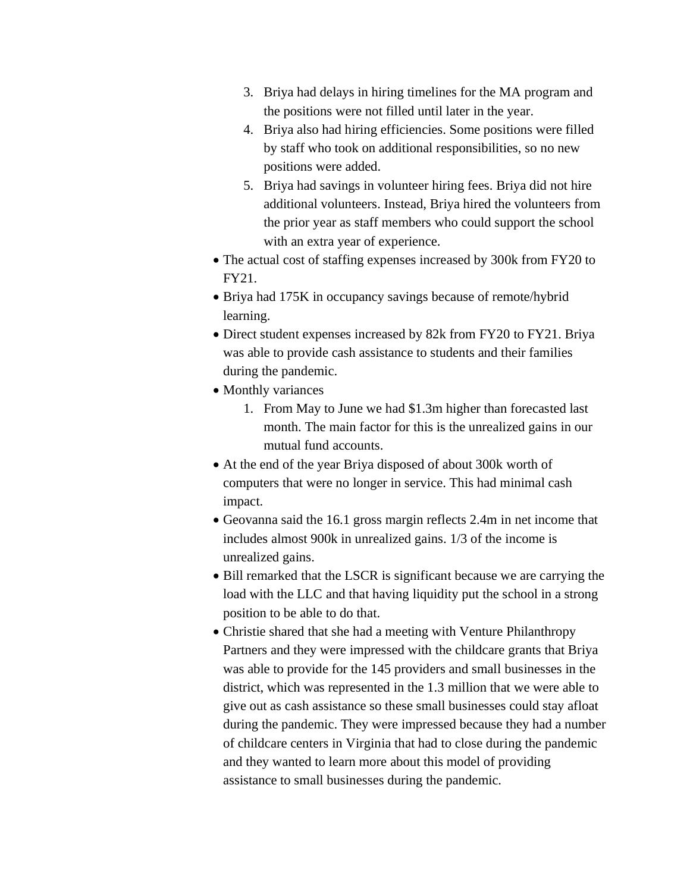3. Briya had delays in hiring timelines for the MA program and the positions were not filled until later in the year.
4. Briya also had hiring efficiencies. Some positions were filled by staff who took on additional responsibilities, so no new positions were added.
5. Briya had savings in volunteer hiring fees. Briya did not hire additional volunteers. Instead, Briya hired the volunteers from the prior year as staff members who could support the school with an extra year of experience.

- The actual cost of staffing expenses increased by 300k from FY20 to FY21.
- Briya had 175K in occupancy savings because of remote/hybrid learning.
- Direct student expenses increased by 82k from FY20 to FY21. Briya was able to provide cash assistance to students and their families during the pandemic.
- Monthly variances
  1. From May to June we had $1.3m higher than forecasted last month. The main factor for this is the unrealized gains in our mutual fund accounts.
- At the end of the year Briya disposed of about 300k worth of computers that were no longer in service. This had minimal cash impact.
- Geovanna said the 16.1 gross margin reflects 2.4m in net income that includes almost 900k in unrealized gains. 1/3 of the income is unrealized gains.
- Bill remarked that the LSCR is significant because we are carrying the load with the LLC and that having liquidity put the school in a strong position to be able to do that.
- Christie shared that she had a meeting with Venture Philanthropy Partners and they were impressed with the childcare grants that Briya was able to provide for the 145 providers and small businesses in the district, which was represented in the 1.3 million that we were able to give out as cash assistance so these small businesses could stay afloat during the pandemic. They were impressed because they had a number of childcare centers in Virginia that had to close during the pandemic and they wanted to learn more about this model of providing assistance to small businesses during the pandemic.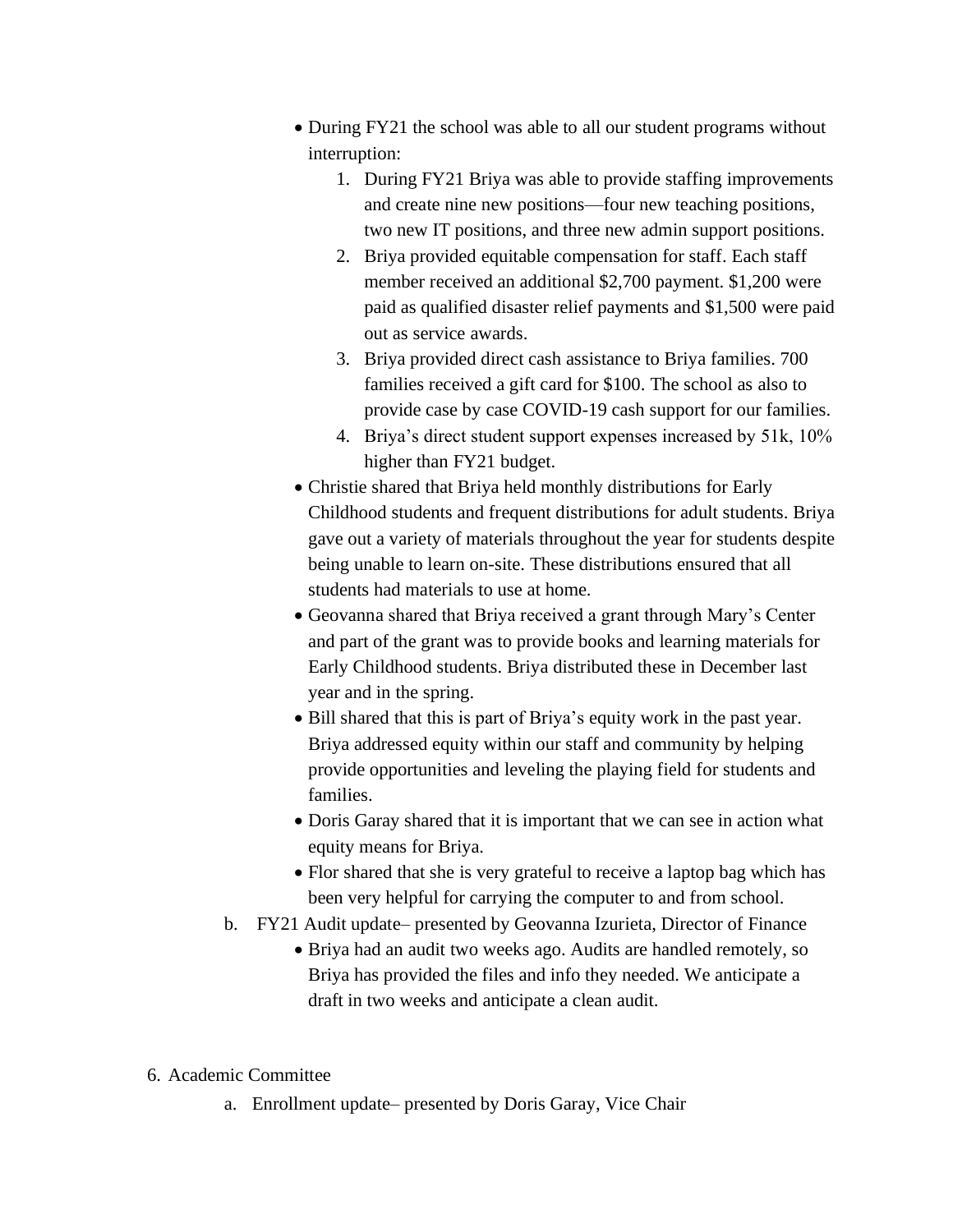- During FY21 the school was able to all our student programs without interruption:
    1. During FY21 Briya was able to provide staffing improvements and create nine new positions—four new teaching positions, two new IT positions, and three new admin support positions.
    2. Briya provided equitable compensation for staff. Each staff member received an additional $2,700 payment. $1,200 were paid as qualified disaster relief payments and $1,500 were paid out as service awards.
    3. Briya provided direct cash assistance to Briya families. 700 families received a gift card for $100. The school as also to provide case by case COVID-19 cash support for our families.
    4. Briya's direct student support expenses increased by 51k, 10% higher than FY21 budget.
- Christie shared that Briya held monthly distributions for Early Childhood students and frequent distributions for adult students. Briya gave out a variety of materials throughout the year for students despite being unable to learn on-site. These distributions ensured that all students had materials to use at home.
- Geovanna shared that Briya received a grant through Mary's Center and part of the grant was to provide books and learning materials for Early Childhood students. Briya distributed these in December last year and in the spring.
- Bill shared that this is part of Briya's equity work in the past year. Briya addressed equity within our staff and community by helping provide opportunities and leveling the playing field for students and families.
- Doris Garay shared that it is important that we can see in action what equity means for Briya.
- Flor shared that she is very grateful to receive a laptop bag which has been very helpful for carrying the computer to and from school.

b. FY21 Audit update– presented by Geovanna Izurieta, Director of Finance
- Briya had an audit two weeks ago. Audits are handled remotely, so Briya has provided the files and info they needed. We anticipate a draft in two weeks and anticipate a clean audit.

6. Academic Committee

a. Enrollment update– presented by Doris Garay, Vice Chair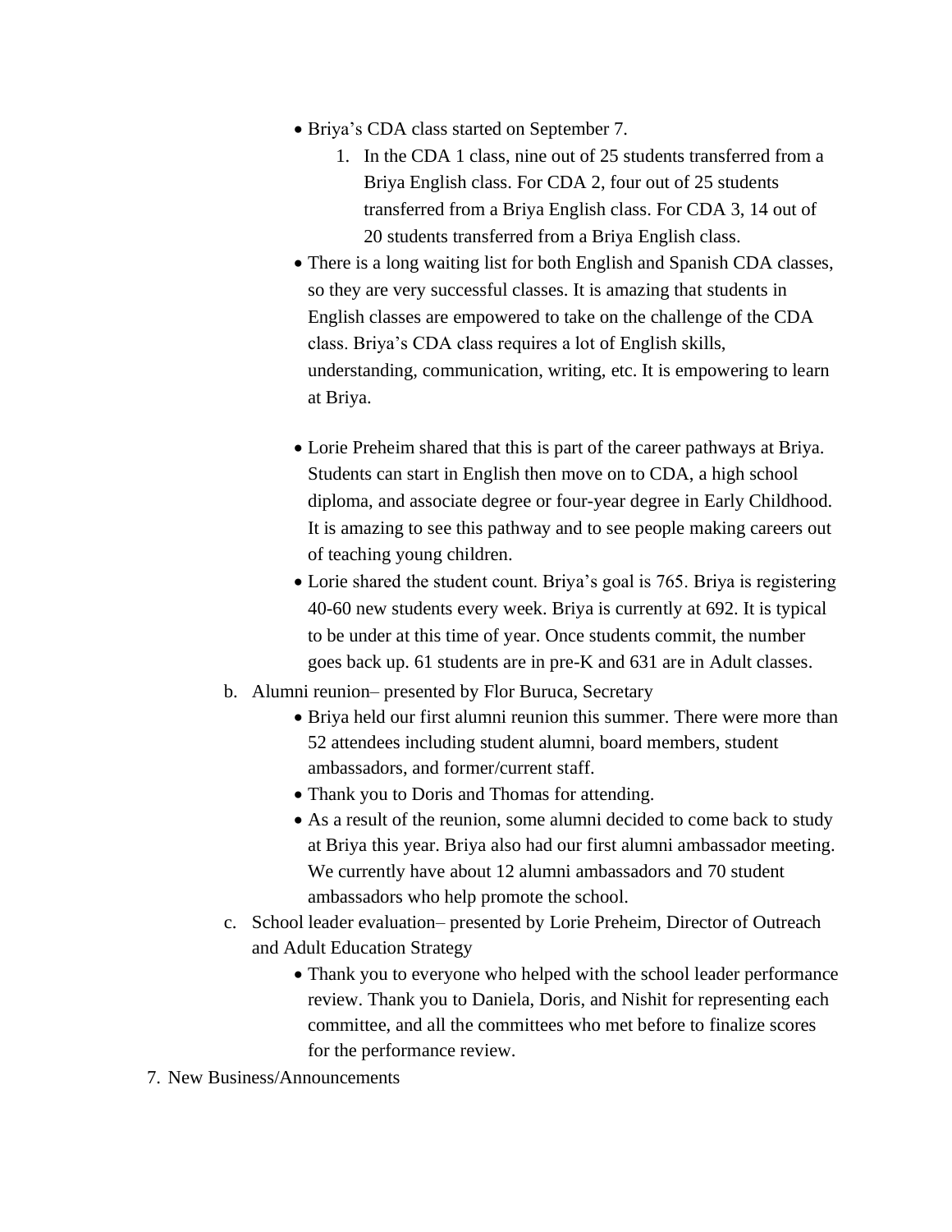- Briya's CDA class started on September 7.
    1. In the CDA 1 class, nine out of 25 students transferred from a Briya English class. For CDA 2, four out of 25 students transferred from a Briya English class. For CDA 3, 14 out of 20 students transferred from a Briya English class.
- There is a long waiting list for both English and Spanish CDA classes, so they are very successful classes. It is amazing that students in English classes are empowered to take on the challenge of the CDA class. Briya's CDA class requires a lot of English skills, understanding, communication, writing, etc. It is empowering to learn at Briya.
- Lorie Preheim shared that this is part of the career pathways at Briya. Students can start in English then move on to CDA, a high school diploma, and associate degree or four-year degree in Early Childhood. It is amazing to see this pathway and to see people making careers out of teaching young children.
- Lorie shared the student count. Briya's goal is 765. Briya is registering 40-60 new students every week. Briya is currently at 692. It is typical to be under at this time of year. Once students commit, the number goes back up. 61 students are in pre-K and 631 are in Adult classes.

b. Alumni reunion– presented by Flor Buruca, Secretary
- Briya held our first alumni reunion this summer. There were more than 52 attendees including student alumni, board members, student ambassadors, and former/current staff.
- Thank you to Doris and Thomas for attending.
- As a result of the reunion, some alumni decided to come back to study at Briya this year. Briya also had our first alumni ambassador meeting. We currently have about 12 alumni ambassadors and 70 student ambassadors who help promote the school.

c. School leader evaluation– presented by Lorie Preheim, Director of Outreach and Adult Education Strategy
- Thank you to everyone who helped with the school leader performance review. Thank you to Daniela, Doris, and Nishit for representing each committee, and all the committees who met before to finalize scores for the performance review.

7. New Business/Announcements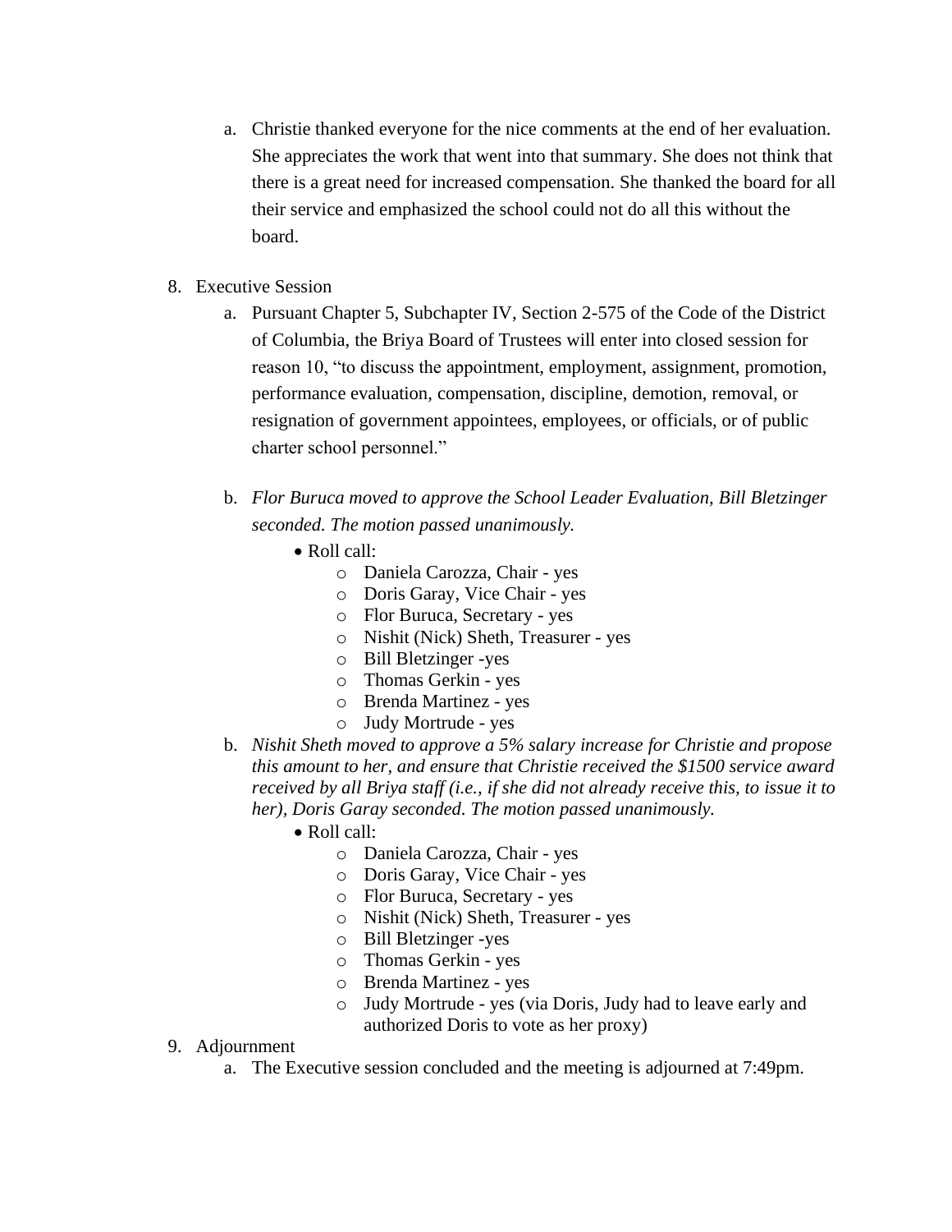a. Christie thanked everyone for the nice comments at the end of her evaluation. She appreciates the work that went into that summary. She does not think that there is a great need for increased compensation. She thanked the board for all their service and emphasized the school could not do all this without the board.

8. Executive Session
   a. Pursuant Chapter 5, Subchapter IV, Section 2-575 of the Code of the District of Columbia, the Briya Board of Trustees will enter into closed session for reason 10, "to discuss the appointment, employment, assignment, promotion, performance evaluation, compensation, discipline, demotion, removal, or resignation of government appointees, employees, or officials, or of public charter school personnel."

   b. *Flor Buruca moved to approve the School Leader Evaluation, Bill Bletzinger seconded. The motion passed unanimously.*
      - Roll call:
        - Daniela Carozza, Chair - yes
        - Doris Garay, Vice Chair - yes
        - Flor Buruca, Secretary - yes
        - Nishit (Nick) Sheth, Treasurer - yes
        - Bill Bletzinger -yes
        - Thomas Gerkin - yes
        - Brenda Martinez - yes
        - Judy Mortrude - yes

   b. *Nishit Sheth moved to approve a 5% salary increase for Christie and propose this amount to her, and ensure that Christie received the $1500 service award received by all Briya staff (i.e., if she did not already receive this, to issue it to her), Doris Garay seconded. The motion passed unanimously.*
      - Roll call:
        - Daniela Carozza, Chair - yes
        - Doris Garay, Vice Chair - yes
        - Flor Buruca, Secretary - yes
        - Nishit (Nick) Sheth, Treasurer - yes
        - Bill Bletzinger -yes
        - Thomas Gerkin - yes
        - Brenda Martinez - yes
        - Judy Mortrude - yes (via Doris, Judy had to leave early and authorized Doris to vote as her proxy)

9. Adjournment
   a. The Executive session concluded and the meeting is adjourned at 7:49pm.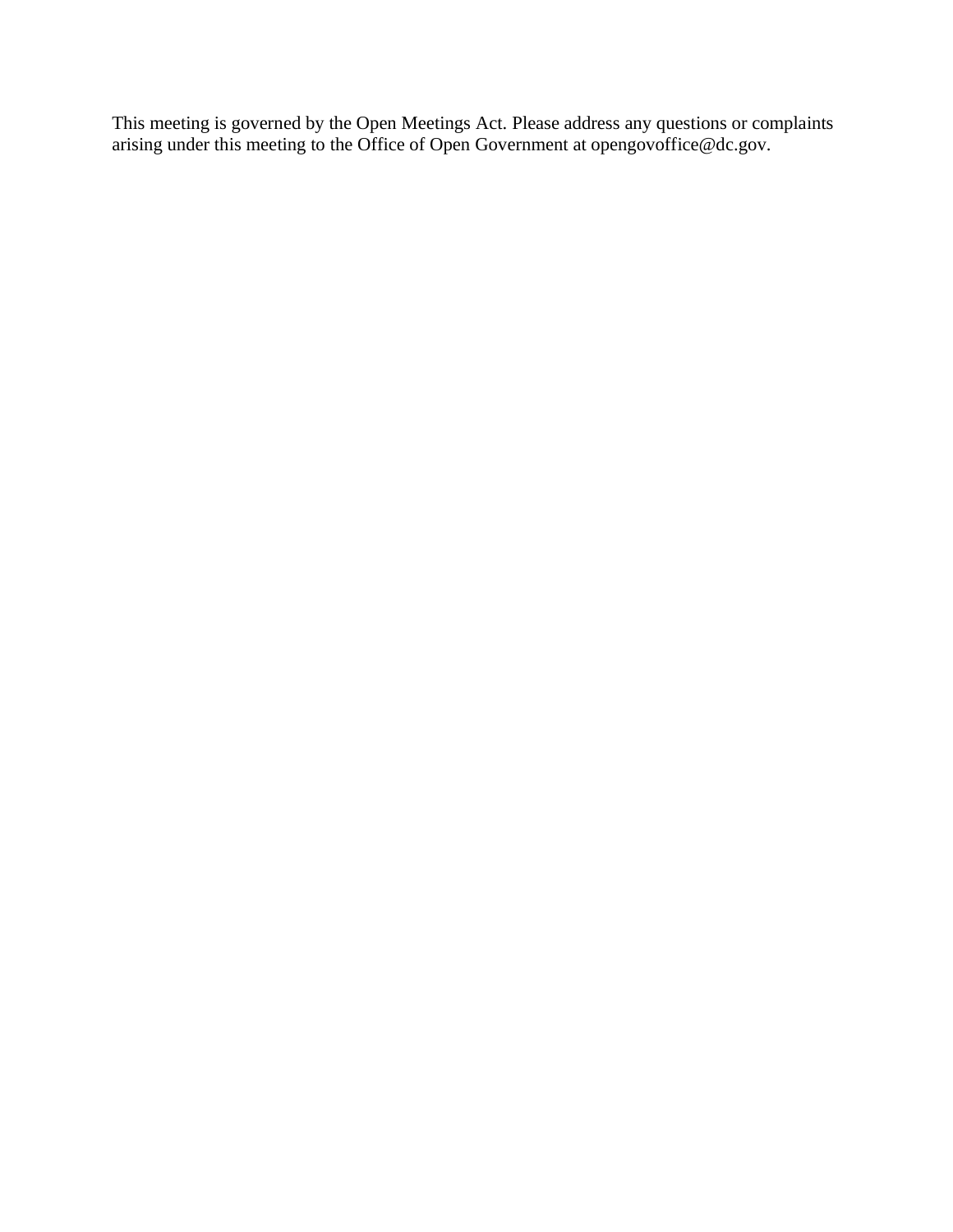This meeting is governed by the Open Meetings Act. Please address any questions or complaints arising under this meeting to the Office of Open Government at opengovoffice@dc.gov.